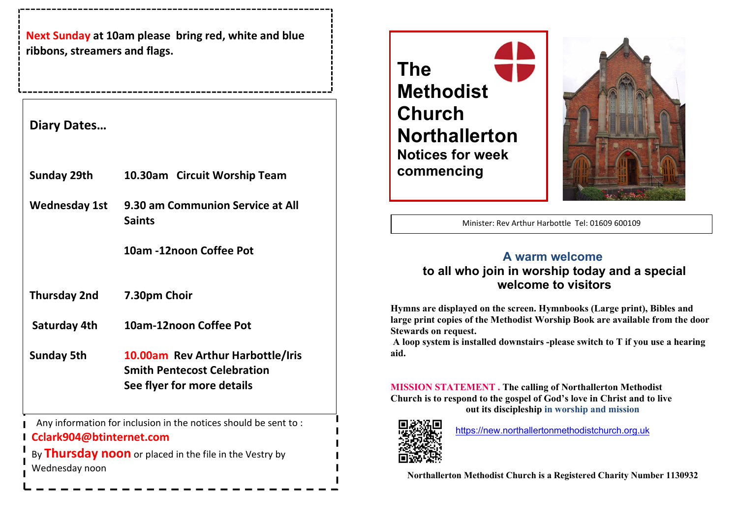**Next Sunday at 10am please bring red, white and blue ribbons, streamers and flags.**

## Diary Dates…

| | |
|---|---|
| **Sunday 29th** | **10.30am Circuit Worship Team** |
| **Wednesday 1st** | **9.30 am Communion Service at All Saints** |
| | **10am -12noon Coffee Pot** |
| **Thursday 2nd** | **7.30pm Choir** |
| **Saturday 4th** | **10am-12noon Coffee Pot** |
| **Sunday 5th** | **10.00am Rev Arthur Harbottle/Iris Smith Pentecost Celebration See flyer for more details** |

Any information for inclusion in the notices should be sent to :
**Cclark904@btinternet.com**
By **Thursday noon** or placed in the file in the Vestry by Wednesday noon

# The Methodist Church Northallerton

## Notices for week commencing

Minister: Rev Arthur Harbottle Tel: 01609 600109

### A warm welcome

**to all who join in worship today and a special welcome to visitors**

**Hymns are displayed on the screen. Hymnbooks (Large print), Bibles and large print copies of the Methodist Worship Book are available from the door Stewards on request.**

**A loop system is installed downstairs -please switch to T if you use a hearing aid.**

**MISSION STATEMENT . The calling of Northallerton Methodist Church is to respond to the gospel of God's love in Christ and to live out its discipleship in worship and mission**

https://new.northallertonmethodistchurch.org.uk

**Northallerton Methodist Church is a Registered Charity Number 1130932**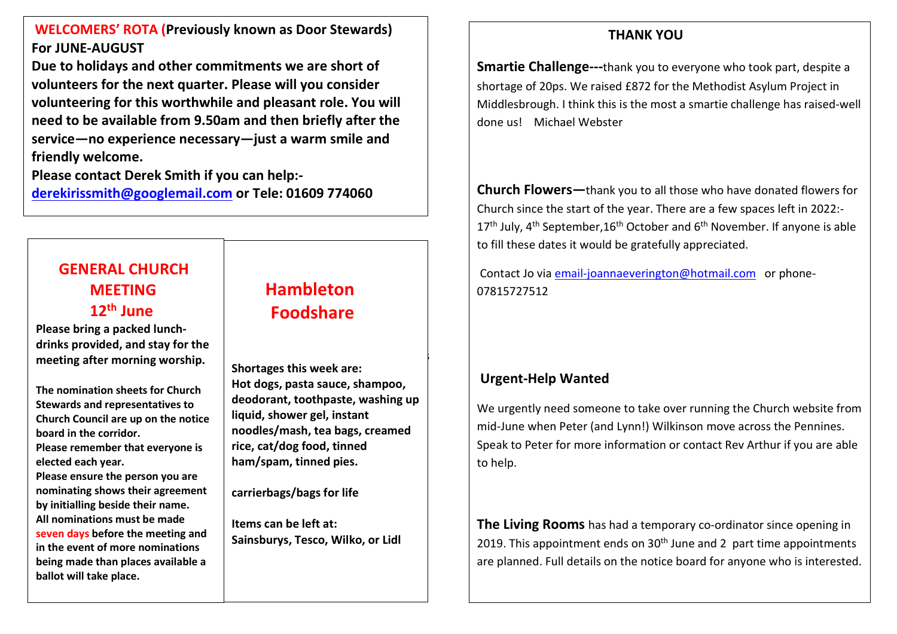## WELCOMERS' ROTA (Previously known as Door Stewards)

**For JUNE-AUGUST**

**Due to holidays and other commitments we are short of volunteers for the next quarter. Please will you consider volunteering for this worthwhile and pleasant role. You will need to be available from 9.50am and then briefly after the service—no experience necessary—just a warm smile and friendly welcome.**

**Please contact Derek Smith if you can help:-**
**derekirissmith@googlemail.com or Tele: 01609 774060**

## GENERAL CHURCH MEETING 12th June

**Please bring a packed lunch- drinks provided, and stay for the meeting after morning worship.**

**The nomination sheets for Church Stewards and representatives to Church Council are up on the notice board in the corridor.**
**Please remember that everyone is elected each year.**
**Please ensure the person you are nominating shows their agreement by initialling beside their name.**
**All nominations must be made seven days before the meeting and in the event of more nominations being made than places available a ballot will take place.**

## Hambleton Foodshare

**Shortages this week are:**
**Hot dogs, pasta sauce, shampoo, deodorant, toothpaste, washing up liquid, shower gel, instant noodles/mash, tea bags, creamed rice, cat/dog food, tinned ham/spam, tinned pies.**

**carrierbags/bags for life**

**Items can be left at:**
**Sainsburys, Tesco, Wilko, or Lidl**

## THANK YOU

**Smartie Challenge---**thank you to everyone who took part, despite a shortage of 20ps. We raised £872 for the Methodist Asylum Project in Middlesbrough. I think this is the most a smartie challenge has raised-well done us! Michael Webster

**Church Flowers—**thank you to all those who have donated flowers for Church since the start of the year. There are a few spaces left in 2022:- 17th July, 4th September,16th October and 6th November. If anyone is able to fill these dates it would be gratefully appreciated.

Contact Jo via email-joannaeverington@hotmail.com or phone-07815727512

### Urgent-Help Wanted

We urgently need someone to take over running the Church website from mid-June when Peter (and Lynn!) Wilkinson move across the Pennines. Speak to Peter for more information or contact Rev Arthur if you are able to help.

**The Living Rooms** has had a temporary co-ordinator since opening in 2019. This appointment ends on 30th June and 2 part time appointments are planned. Full details on the notice board for anyone who is interested.